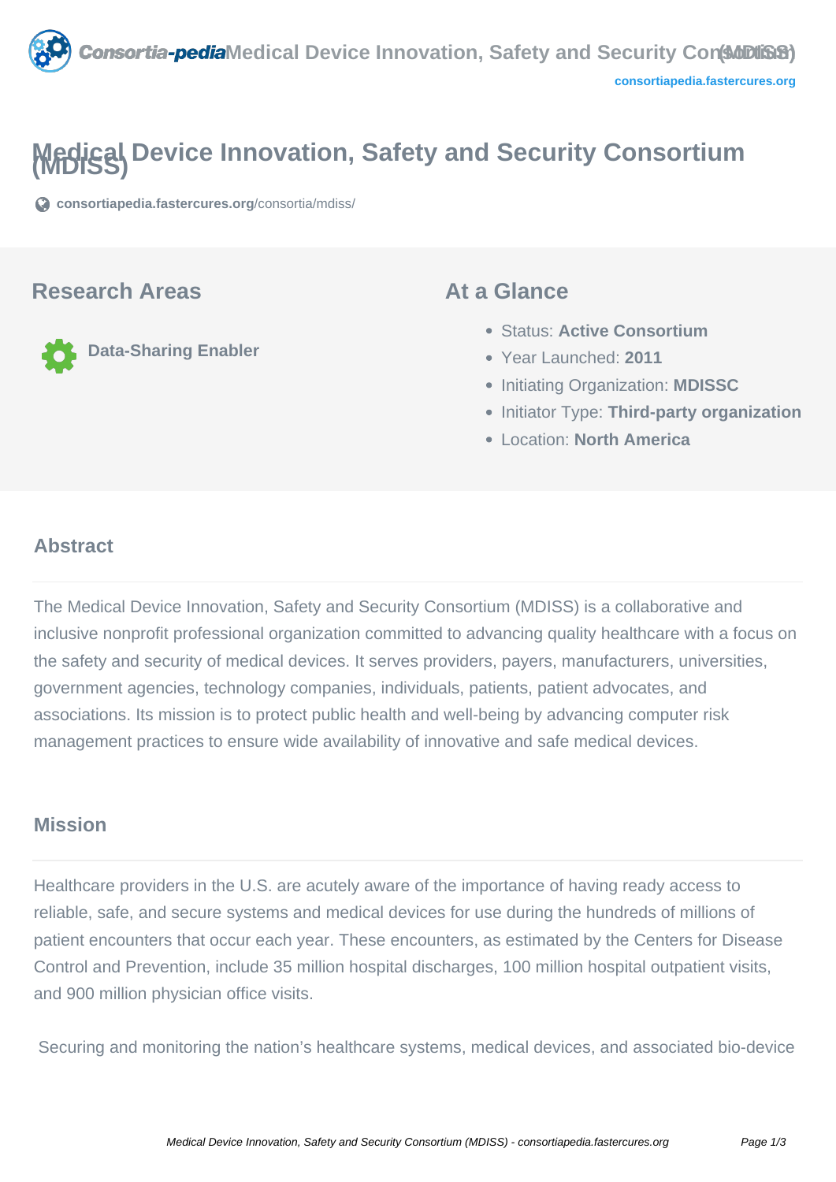# Medical Device Innovation, Safety and Security Consortium (MDISS)

consortiapedia.fastercures.org/consortia/mdiss/

## Research Areas

Data-Sharing Enabler

## At a Glance

- Status: **Active Consortium**
- Year Launched: **2011**
- Initiating Organization: **MDISSC**
- Initiator Type: **Third-party organization**
- Location: **North America**

## Abstract

The Medical Device Innovation, Safety and Security Consortium (MDISS) is a collaborative and inclusive nonprofit professional organization committed to advancing quality healthcare with a focus on the safety and security of medical devices. It serves providers, payers, manufacturers, universities, government agencies, technology companies, individuals, patients, patient advocates, and associations. Its mission is to protect public health and well-being by advancing computer risk management practices to ensure wide availability of innovative and safe medical devices.

## Mission

Healthcare providers in the U.S. are acutely aware of the importance of having ready access to reliable, safe, and secure systems and medical devices for use during the hundreds of millions of patient encounters that occur each year. These encounters, as estimated by the Centers for Disease Control and Prevention, include 35 million hospital discharges, 100 million hospital outpatient visits, and 900 million physician office visits.

Securing and monitoring the nation's healthcare systems, medical devices, and associated bio-device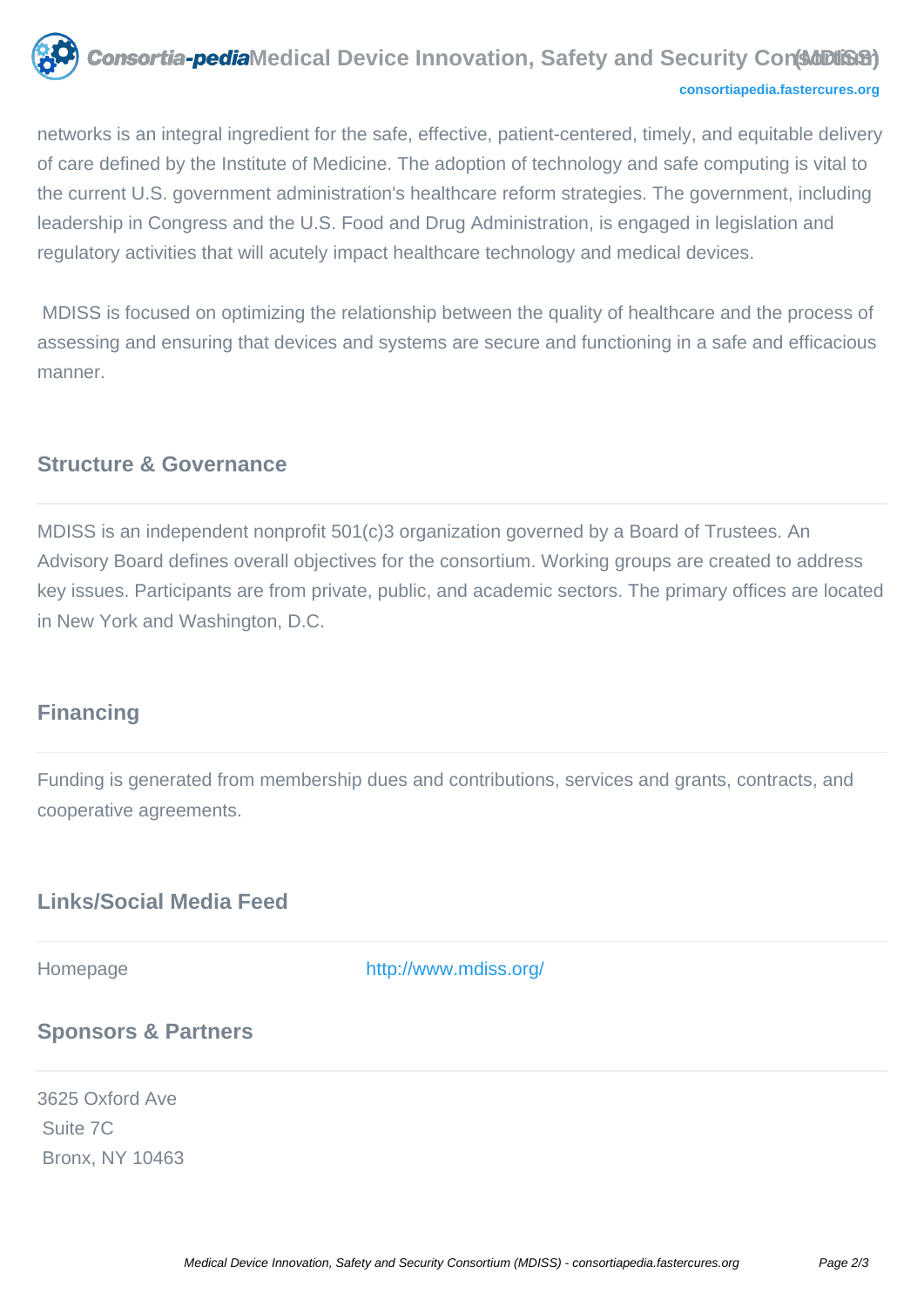networks is an integral ingredient for the safe, effective, patient-centered, timely, and equitable delivery of care defined by the Institute of Medicine. The adoption of technology and safe computing is vital to the current U.S. government administration's healthcare reform strategies. The government, including leadership in Congress and the U.S. Food and Drug Administration, is engaged in legislation and regulatory activities that will acutely impact healthcare technology and medical devices.

MDISS is focused on optimizing the relationship between the quality of healthcare and the process of assessing and ensuring that devices and systems are secure and functioning in a safe and efficacious manner.

## Structure & Governance

MDISS is an independent nonprofit 501(c)3 organization governed by a Board of Trustees. An Advisory Board defines overall objectives for the consortium. Working groups are created to address key issues. Participants are from private, public, and academic sectors. The primary offices are located in New York and Washington, D.C.

## Financing

Funding is generated from membership dues and contributions, services and grants, contracts, and cooperative agreements.

## Links/Social Media Feed

| Homepage | http://www.mdiss.org/ |
|---|---|

## Sponsors & Partners

3625 Oxford Ave
Suite 7C
Bronx, NY 10463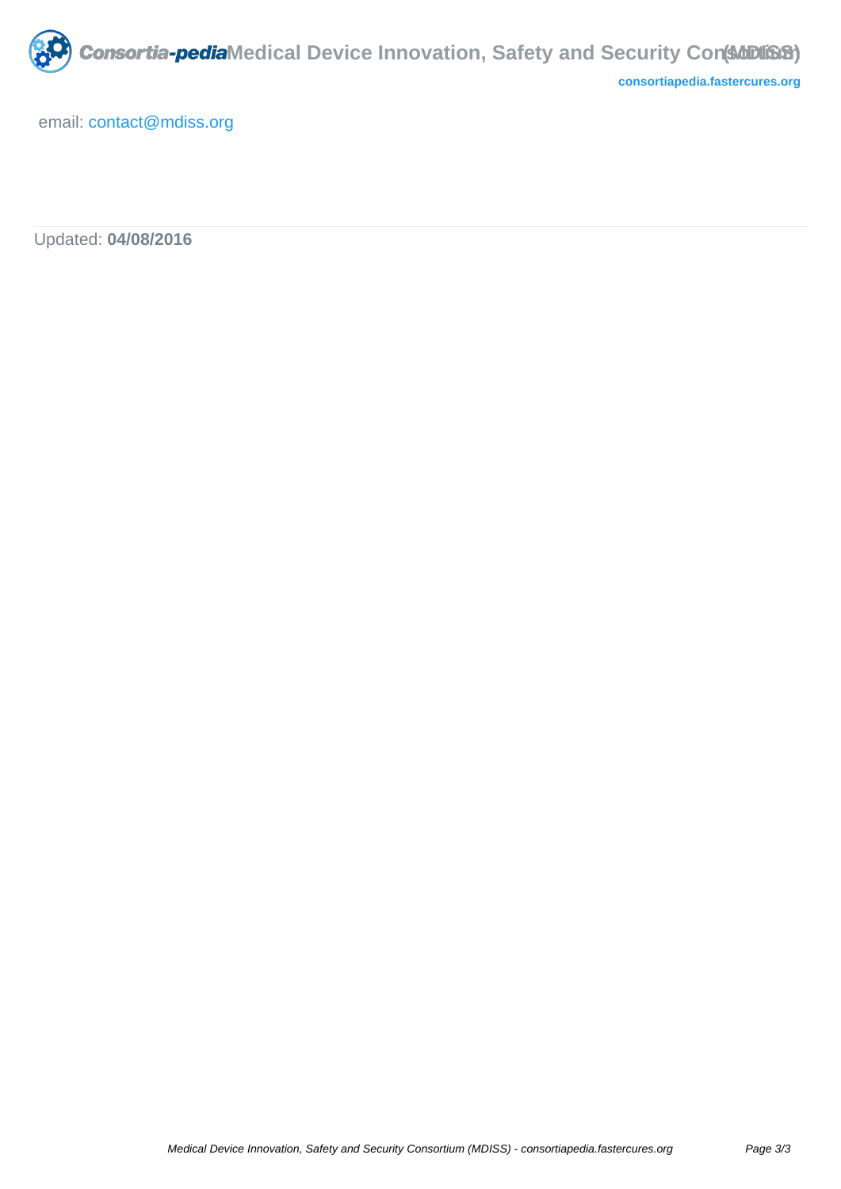email: contact@mdiss.org

Updated: **04/08/2016**